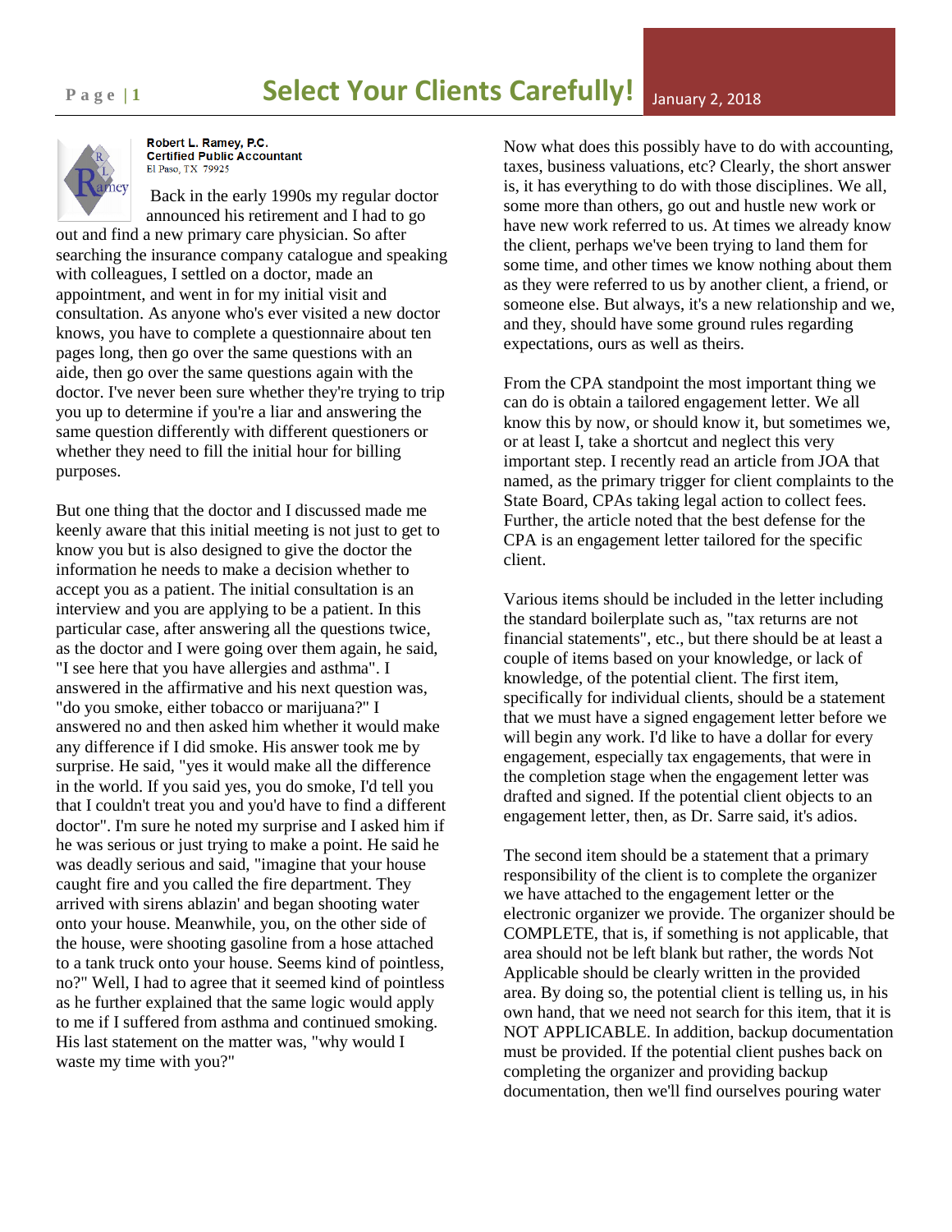# Select Your Clients Carefully!

January 2, 2018

**Robert L. Ramey, P.C.**
**Certified Public Accountant**
El Paso, TX 79925

Back in the early 1990s my regular doctor announced his retirement and I had to go out and find a new primary care physician. So after searching the insurance company catalogue and speaking with colleagues, I settled on a doctor, made an appointment, and went in for my initial visit and consultation. As anyone who's ever visited a new doctor knows, you have to complete a questionnaire about ten pages long, then go over the same questions with an aide, then go over the same questions again with the doctor. I've never been sure whether they're trying to trip you up to determine if you're a liar and answering the same question differently with different questioners or whether they need to fill the initial hour for billing purposes.

But one thing that the doctor and I discussed made me keenly aware that this initial meeting is not just to get to know you but is also designed to give the doctor the information he needs to make a decision whether to accept you as a patient. The initial consultation is an interview and you are applying to be a patient. In this particular case, after answering all the questions twice, as the doctor and I were going over them again, he said, "I see here that you have allergies and asthma". I answered in the affirmative and his next question was, "do you smoke, either tobacco or marijuana?" I answered no and then asked him whether it would make any difference if I did smoke. His answer took me by surprise. He said, "yes it would make all the difference in the world. If you said yes, you do smoke, I'd tell you that I couldn't treat you and you'd have to find a different doctor". I'm sure he noted my surprise and I asked him if he was serious or just trying to make a point. He said he was deadly serious and said, "imagine that your house caught fire and you called the fire department. They arrived with sirens ablazin' and began shooting water onto your house. Meanwhile, you, on the other side of the house, were shooting gasoline from a hose attached to a tank truck onto your house. Seems kind of pointless, no?" Well, I had to agree that it seemed kind of pointless as he further explained that the same logic would apply to me if I suffered from asthma and continued smoking. His last statement on the matter was, "why would I waste my time with you?"

Now what does this possibly have to do with accounting, taxes, business valuations, etc? Clearly, the short answer is, it has everything to do with those disciplines. We all, some more than others, go out and hustle new work or have new work referred to us. At times we already know the client, perhaps we've been trying to land them for some time, and other times we know nothing about them as they were referred to us by another client, a friend, or someone else. But always, it's a new relationship and we, and they, should have some ground rules regarding expectations, ours as well as theirs.

From the CPA standpoint the most important thing we can do is obtain a tailored engagement letter. We all know this by now, or should know it, but sometimes we, or at least I, take a shortcut and neglect this very important step. I recently read an article from JOA that named, as the primary trigger for client complaints to the State Board, CPAs taking legal action to collect fees. Further, the article noted that the best defense for the CPA is an engagement letter tailored for the specific client.

Various items should be included in the letter including the standard boilerplate such as, "tax returns are not financial statements", etc., but there should be at least a couple of items based on your knowledge, or lack of knowledge, of the potential client. The first item, specifically for individual clients, should be a statement that we must have a signed engagement letter before we will begin any work. I'd like to have a dollar for every engagement, especially tax engagements, that were in the completion stage when the engagement letter was drafted and signed. If the potential client objects to an engagement letter, then, as Dr. Sarre said, it's adios.

The second item should be a statement that a primary responsibility of the client is to complete the organizer we have attached to the engagement letter or the electronic organizer we provide. The organizer should be COMPLETE, that is, if something is not applicable, that area should not be left blank but rather, the words Not Applicable should be clearly written in the provided area. By doing so, the potential client is telling us, in his own hand, that we need not search for this item, that it is NOT APPLICABLE. In addition, backup documentation must be provided. If the potential client pushes back on completing the organizer and providing backup documentation, then we'll find ourselves pouring water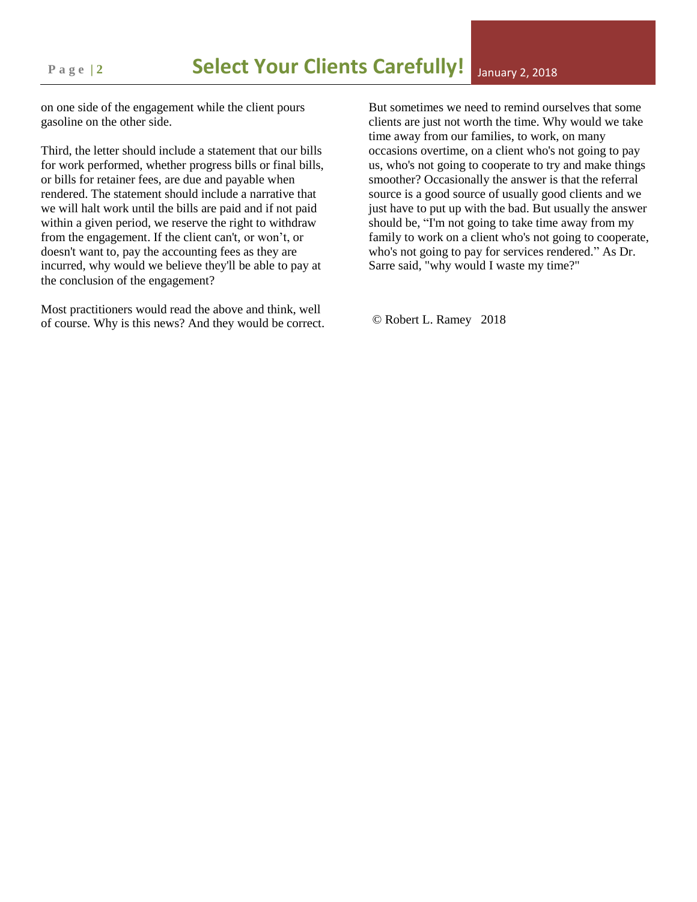on one side of the engagement while the client pours gasoline on the other side.

Third, the letter should include a statement that our bills for work performed, whether progress bills or final bills, or bills for retainer fees, are due and payable when rendered. The statement should include a narrative that we will halt work until the bills are paid and if not paid within a given period, we reserve the right to withdraw from the engagement. If the client can't, or won't, or doesn't want to, pay the accounting fees as they are incurred, why would we believe they'll be able to pay at the conclusion of the engagement?

Most practitioners would read the above and think, well of course. Why is this news? And they would be correct. But sometimes we need to remind ourselves that some clients are just not worth the time. Why would we take time away from our families, to work, on many occasions overtime, on a client who's not going to pay us, who's not going to cooperate to try and make things smoother? Occasionally the answer is that the referral source is a good source of usually good clients and we just have to put up with the bad. But usually the answer should be, "I'm not going to take time away from my family to work on a client who's not going to cooperate, who's not going to pay for services rendered." As Dr. Sarre said, "why would I waste my time?"

© Robert L. Ramey 2018